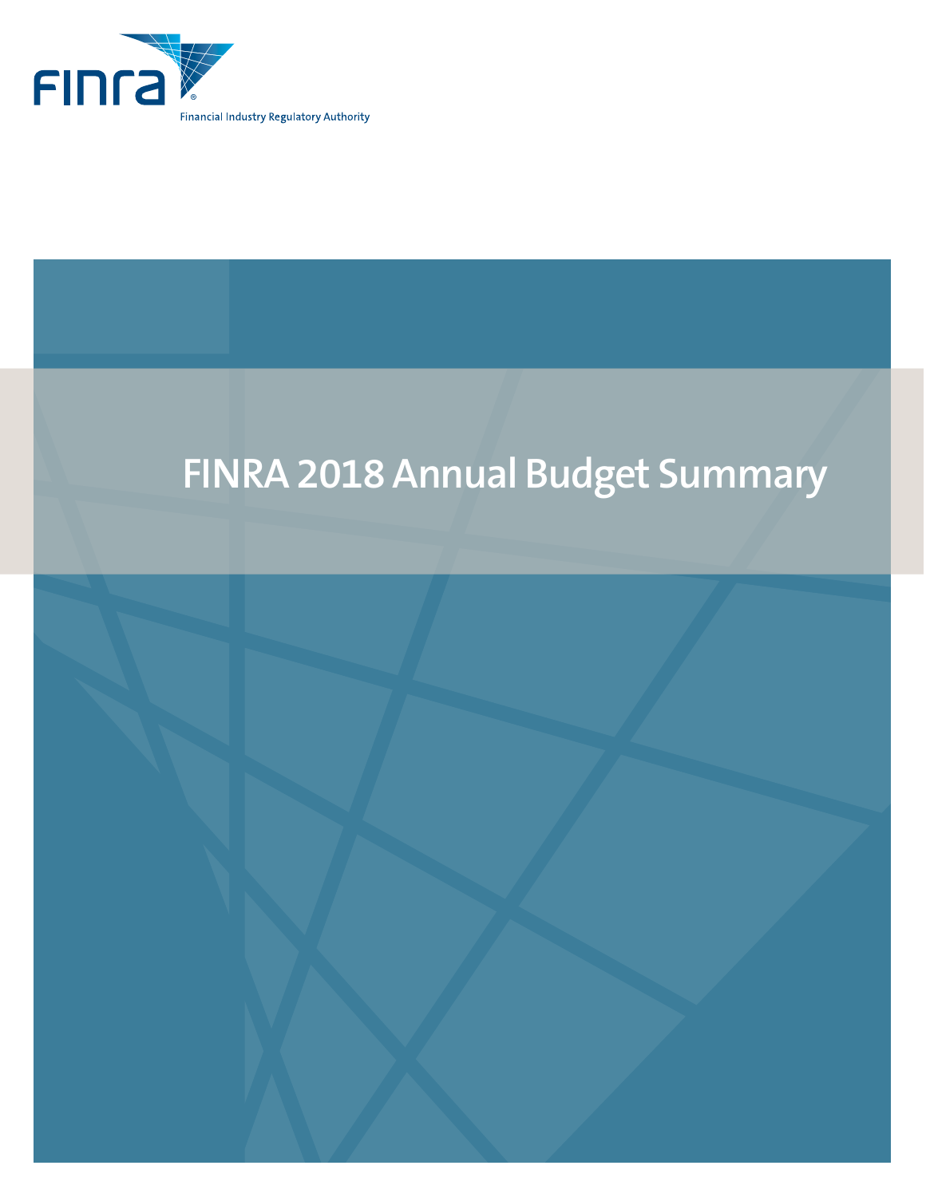FINRA

Financial Industry Regulatory Authority

# FINRA 2018 Annual Budget Summary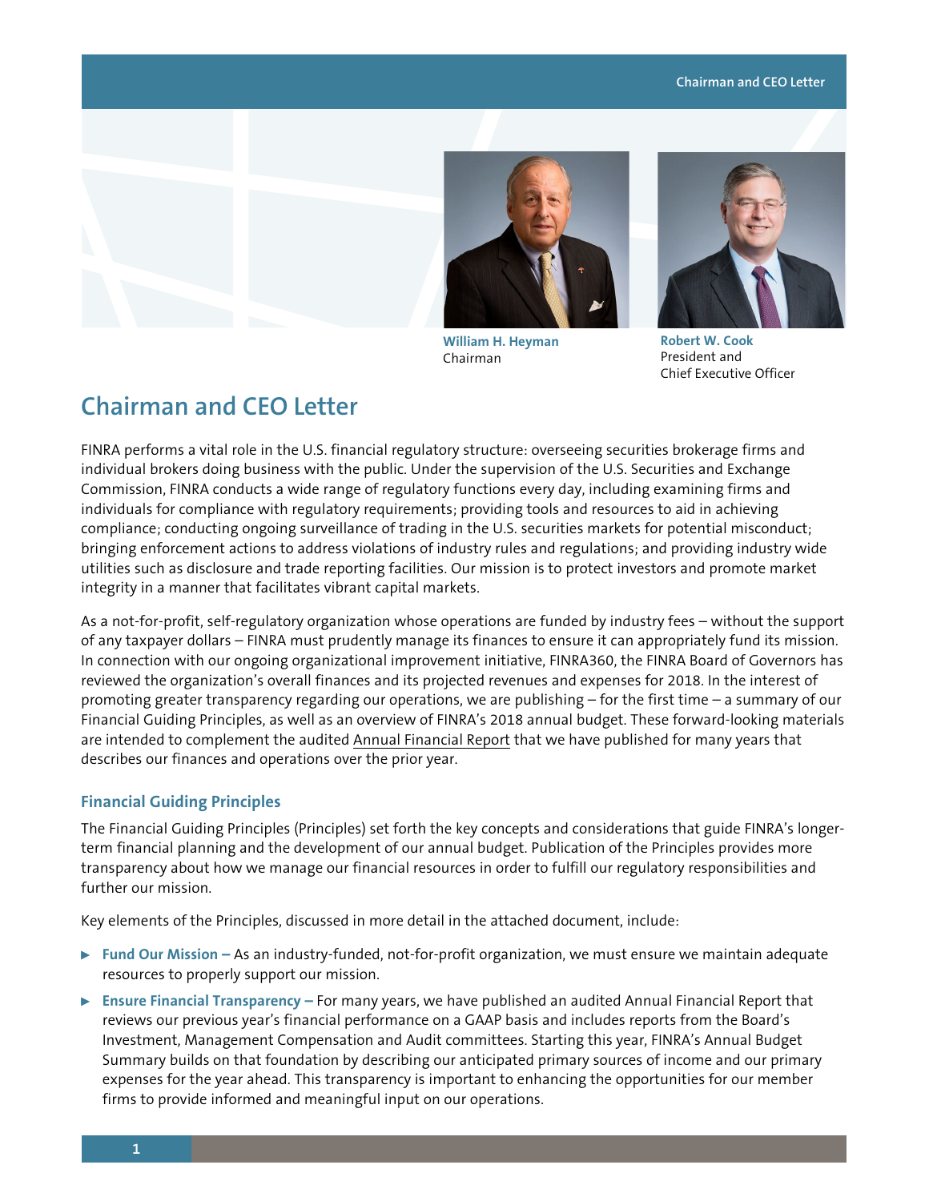William H. Heyman
Chairman

Robert W. Cook
President and
Chief Executive Officer

# Chairman and CEO Letter

FINRA performs a vital role in the U.S. financial regulatory structure: overseeing securities brokerage firms and individual brokers doing business with the public. Under the supervision of the U.S. Securities and Exchange Commission, FINRA conducts a wide range of regulatory functions every day, including examining firms and individuals for compliance with regulatory requirements; providing tools and resources to aid in achieving compliance; conducting ongoing surveillance of trading in the U.S. securities markets for potential misconduct; bringing enforcement actions to address violations of industry rules and regulations; and providing industry wide utilities such as disclosure and trade reporting facilities. Our mission is to protect investors and promote market integrity in a manner that facilitates vibrant capital markets.

As a not-for-profit, self-regulatory organization whose operations are funded by industry fees – without the support of any taxpayer dollars – FINRA must prudently manage its finances to ensure it can appropriately fund its mission. In connection with our ongoing organizational improvement initiative, FINRA360, the FINRA Board of Governors has reviewed the organization's overall finances and its projected revenues and expenses for 2018. In the interest of promoting greater transparency regarding our operations, we are publishing – for the first time – a summary of our Financial Guiding Principles, as well as an overview of FINRA's 2018 annual budget. These forward-looking materials are intended to complement the audited Annual Financial Report that we have published for many years that describes our finances and operations over the prior year.

## Financial Guiding Principles

The Financial Guiding Principles (Principles) set forth the key concepts and considerations that guide FINRA's longer-term financial planning and the development of our annual budget. Publication of the Principles provides more transparency about how we manage our financial resources in order to fulfill our regulatory responsibilities and further our mission.

Key elements of the Principles, discussed in more detail in the attached document, include:

- **Fund Our Mission –** As an industry-funded, not-for-profit organization, we must ensure we maintain adequate resources to properly support our mission.
- **Ensure Financial Transparency –** For many years, we have published an audited Annual Financial Report that reviews our previous year's financial performance on a GAAP basis and includes reports from the Board's Investment, Management Compensation and Audit committees. Starting this year, FINRA's Annual Budget Summary builds on that foundation by describing our anticipated primary sources of income and our primary expenses for the year ahead. This transparency is important to enhancing the opportunities for our member firms to provide informed and meaningful input on our operations.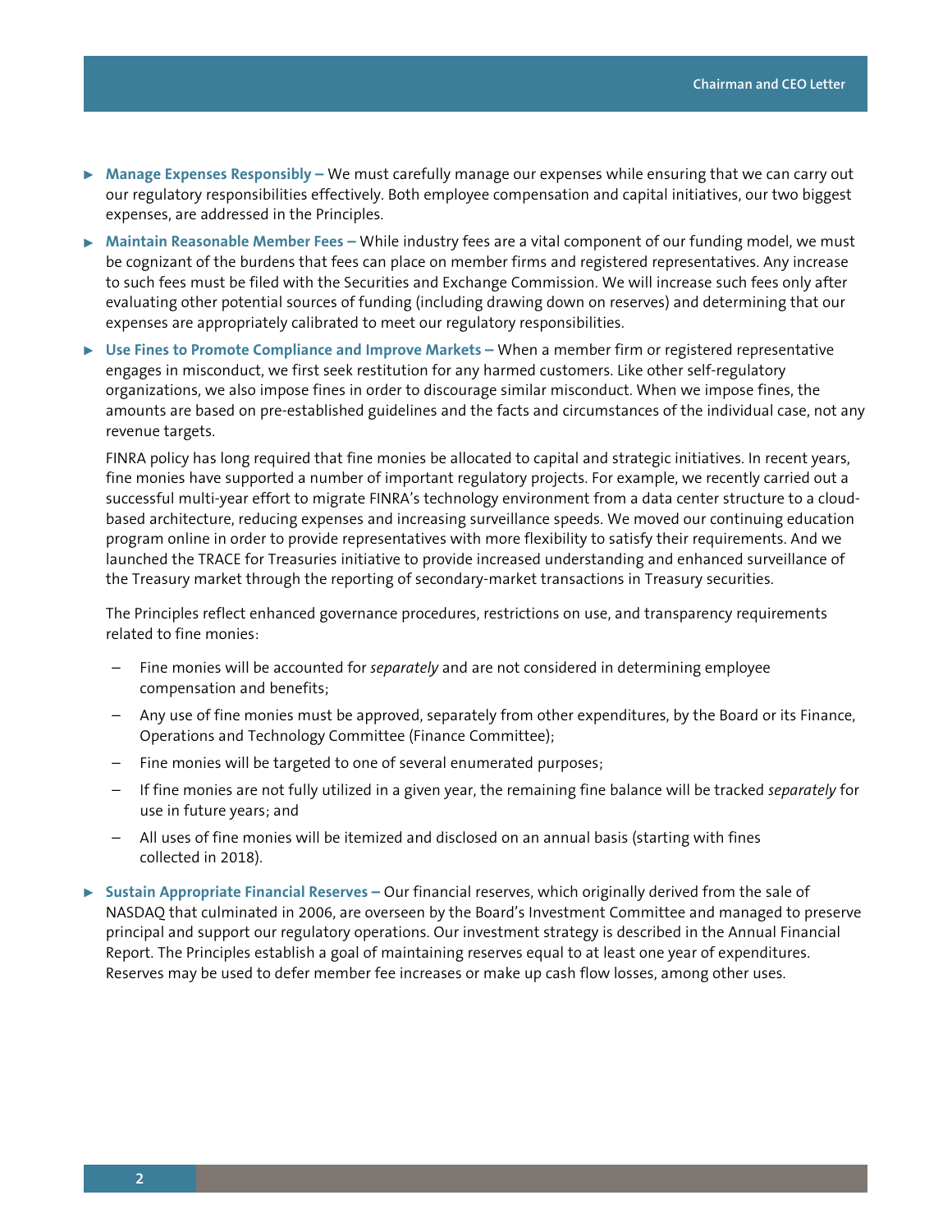- **Manage Expenses Responsibly –** We must carefully manage our expenses while ensuring that we can carry out our regulatory responsibilities effectively. Both employee compensation and capital initiatives, our two biggest expenses, are addressed in the Principles.

- **Maintain Reasonable Member Fees –** While industry fees are a vital component of our funding model, we must be cognizant of the burdens that fees can place on member firms and registered representatives. Any increase to such fees must be filed with the Securities and Exchange Commission. We will increase such fees only after evaluating other potential sources of funding (including drawing down on reserves) and determining that our expenses are appropriately calibrated to meet our regulatory responsibilities.

- **Use Fines to Promote Compliance and Improve Markets –** When a member firm or registered representative engages in misconduct, we first seek restitution for any harmed customers. Like other self-regulatory organizations, we also impose fines in order to discourage similar misconduct. When we impose fines, the amounts are based on pre-established guidelines and the facts and circumstances of the individual case, not any revenue targets.

  FINRA policy has long required that fine monies be allocated to capital and strategic initiatives. In recent years, fine monies have supported a number of important regulatory projects. For example, we recently carried out a successful multi-year effort to migrate FINRA's technology environment from a data center structure to a cloud-based architecture, reducing expenses and increasing surveillance speeds. We moved our continuing education program online in order to provide representatives with more flexibility to satisfy their requirements. And we launched the TRACE for Treasuries initiative to provide increased understanding and enhanced surveillance of the Treasury market through the reporting of secondary-market transactions in Treasury securities.

  The Principles reflect enhanced governance procedures, restrictions on use, and transparency requirements related to fine monies:

  - Fine monies will be accounted for *separately* and are not considered in determining employee compensation and benefits;
  - Any use of fine monies must be approved, separately from other expenditures, by the Board or its Finance, Operations and Technology Committee (Finance Committee);
  - Fine monies will be targeted to one of several enumerated purposes;
  - If fine monies are not fully utilized in a given year, the remaining fine balance will be tracked *separately* for use in future years; and
  - All uses of fine monies will be itemized and disclosed on an annual basis (starting with fines collected in 2018).

- **Sustain Appropriate Financial Reserves –** Our financial reserves, which originally derived from the sale of NASDAQ that culminated in 2006, are overseen by the Board's Investment Committee and managed to preserve principal and support our regulatory operations. Our investment strategy is described in the Annual Financial Report. The Principles establish a goal of maintaining reserves equal to at least one year of expenditures. Reserves may be used to defer member fee increases or make up cash flow losses, among other uses.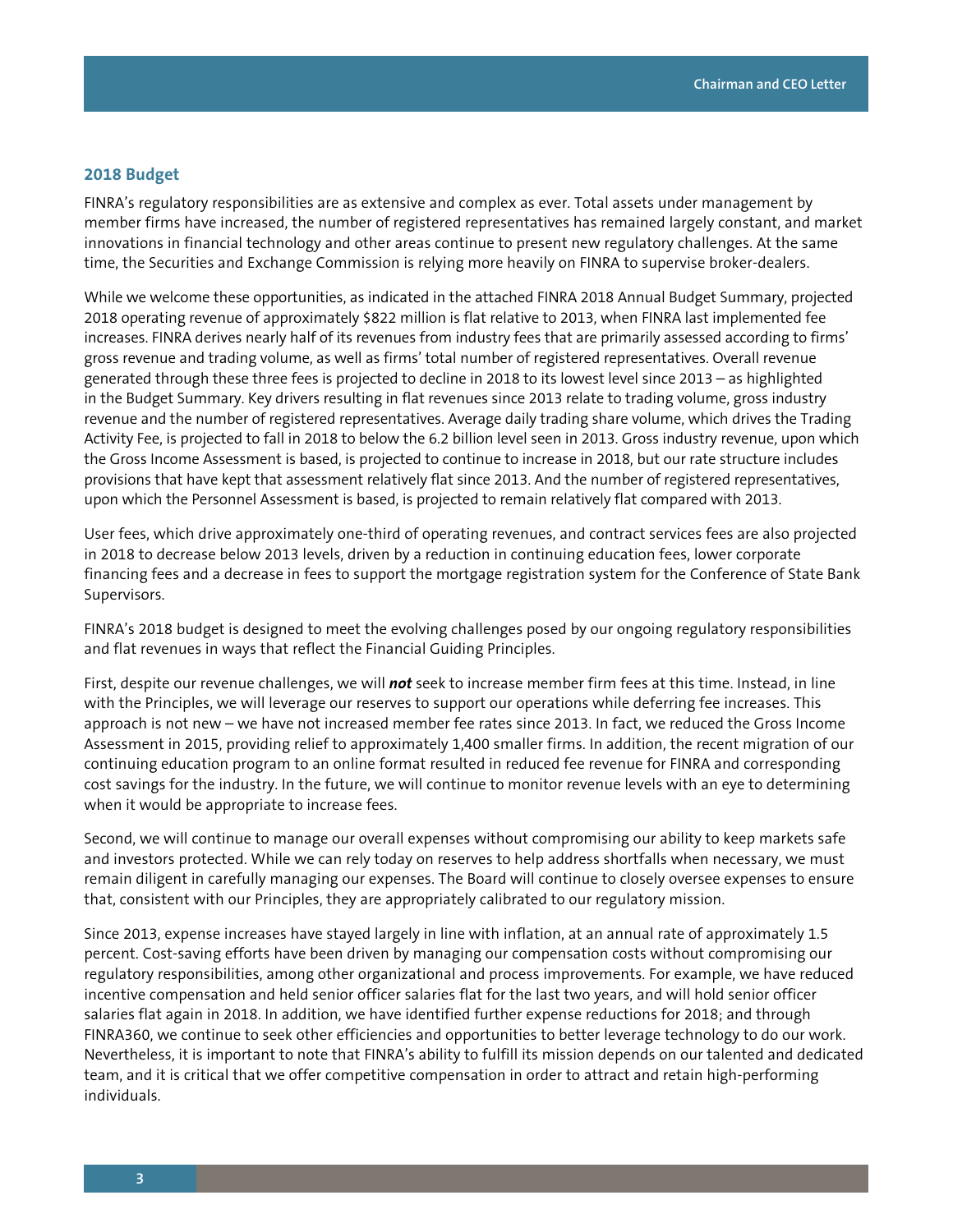## 2018 Budget

FINRA's regulatory responsibilities are as extensive and complex as ever. Total assets under management by member firms have increased, the number of registered representatives has remained largely constant, and market innovations in financial technology and other areas continue to present new regulatory challenges. At the same time, the Securities and Exchange Commission is relying more heavily on FINRA to supervise broker-dealers.

While we welcome these opportunities, as indicated in the attached FINRA 2018 Annual Budget Summary, projected 2018 operating revenue of approximately $822 million is flat relative to 2013, when FINRA last implemented fee increases. FINRA derives nearly half of its revenues from industry fees that are primarily assessed according to firms' gross revenue and trading volume, as well as firms' total number of registered representatives. Overall revenue generated through these three fees is projected to decline in 2018 to its lowest level since 2013 – as highlighted in the Budget Summary. Key drivers resulting in flat revenues since 2013 relate to trading volume, gross industry revenue and the number of registered representatives. Average daily trading share volume, which drives the Trading Activity Fee, is projected to fall in 2018 to below the 6.2 billion level seen in 2013. Gross industry revenue, upon which the Gross Income Assessment is based, is projected to continue to increase in 2018, but our rate structure includes provisions that have kept that assessment relatively flat since 2013. And the number of registered representatives, upon which the Personnel Assessment is based, is projected to remain relatively flat compared with 2013.

User fees, which drive approximately one-third of operating revenues, and contract services fees are also projected in 2018 to decrease below 2013 levels, driven by a reduction in continuing education fees, lower corporate financing fees and a decrease in fees to support the mortgage registration system for the Conference of State Bank Supervisors.

FINRA's 2018 budget is designed to meet the evolving challenges posed by our ongoing regulatory responsibilities and flat revenues in ways that reflect the Financial Guiding Principles.

First, despite our revenue challenges, we will ***not*** seek to increase member firm fees at this time. Instead, in line with the Principles, we will leverage our reserves to support our operations while deferring fee increases. This approach is not new – we have not increased member fee rates since 2013. In fact, we reduced the Gross Income Assessment in 2015, providing relief to approximately 1,400 smaller firms. In addition, the recent migration of our continuing education program to an online format resulted in reduced fee revenue for FINRA and corresponding cost savings for the industry. In the future, we will continue to monitor revenue levels with an eye to determining when it would be appropriate to increase fees.

Second, we will continue to manage our overall expenses without compromising our ability to keep markets safe and investors protected. While we can rely today on reserves to help address shortfalls when necessary, we must remain diligent in carefully managing our expenses. The Board will continue to closely oversee expenses to ensure that, consistent with our Principles, they are appropriately calibrated to our regulatory mission.

Since 2013, expense increases have stayed largely in line with inflation, at an annual rate of approximately 1.5 percent. Cost-saving efforts have been driven by managing our compensation costs without compromising our regulatory responsibilities, among other organizational and process improvements. For example, we have reduced incentive compensation and held senior officer salaries flat for the last two years, and will hold senior officer salaries flat again in 2018. In addition, we have identified further expense reductions for 2018; and through FINRA360, we continue to seek other efficiencies and opportunities to better leverage technology to do our work. Nevertheless, it is important to note that FINRA's ability to fulfill its mission depends on our talented and dedicated team, and it is critical that we offer competitive compensation in order to attract and retain high-performing individuals.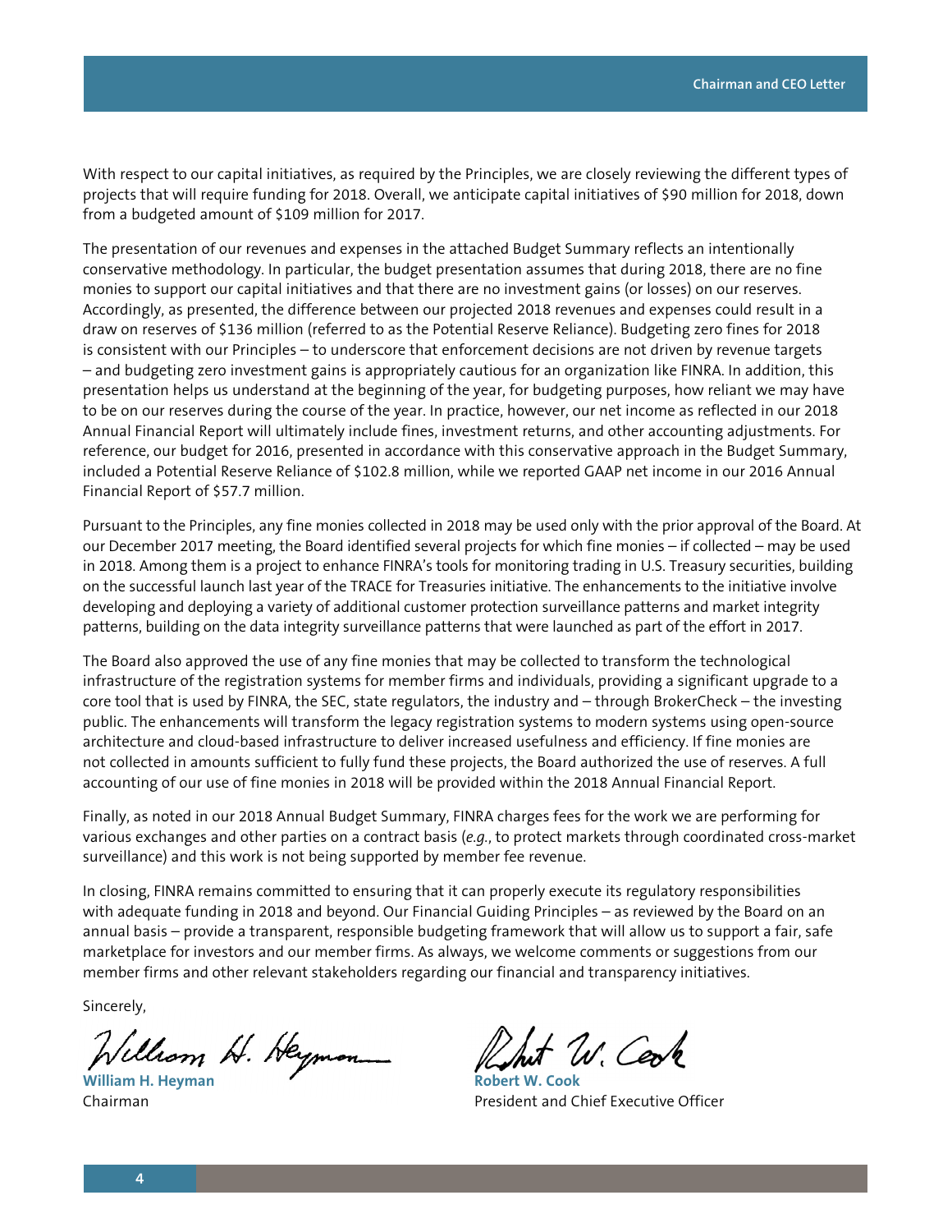With respect to our capital initiatives, as required by the Principles, we are closely reviewing the different types of projects that will require funding for 2018. Overall, we anticipate capital initiatives of $90 million for 2018, down from a budgeted amount of $109 million for 2017.

The presentation of our revenues and expenses in the attached Budget Summary reflects an intentionally conservative methodology. In particular, the budget presentation assumes that during 2018, there are no fine monies to support our capital initiatives and that there are no investment gains (or losses) on our reserves. Accordingly, as presented, the difference between our projected 2018 revenues and expenses could result in a draw on reserves of $136 million (referred to as the Potential Reserve Reliance). Budgeting zero fines for 2018 is consistent with our Principles – to underscore that enforcement decisions are not driven by revenue targets – and budgeting zero investment gains is appropriately cautious for an organization like FINRA. In addition, this presentation helps us understand at the beginning of the year, for budgeting purposes, how reliant we may have to be on our reserves during the course of the year. In practice, however, our net income as reflected in our 2018 Annual Financial Report will ultimately include fines, investment returns, and other accounting adjustments. For reference, our budget for 2016, presented in accordance with this conservative approach in the Budget Summary, included a Potential Reserve Reliance of $102.8 million, while we reported GAAP net income in our 2016 Annual Financial Report of $57.7 million.

Pursuant to the Principles, any fine monies collected in 2018 may be used only with the prior approval of the Board. At our December 2017 meeting, the Board identified several projects for which fine monies – if collected – may be used in 2018. Among them is a project to enhance FINRA's tools for monitoring trading in U.S. Treasury securities, building on the successful launch last year of the TRACE for Treasuries initiative. The enhancements to the initiative involve developing and deploying a variety of additional customer protection surveillance patterns and market integrity patterns, building on the data integrity surveillance patterns that were launched as part of the effort in 2017.

The Board also approved the use of any fine monies that may be collected to transform the technological infrastructure of the registration systems for member firms and individuals, providing a significant upgrade to a core tool that is used by FINRA, the SEC, state regulators, the industry and – through BrokerCheck – the investing public. The enhancements will transform the legacy registration systems to modern systems using open-source architecture and cloud-based infrastructure to deliver increased usefulness and efficiency. If fine monies are not collected in amounts sufficient to fully fund these projects, the Board authorized the use of reserves. A full accounting of our use of fine monies in 2018 will be provided within the 2018 Annual Financial Report.

Finally, as noted in our 2018 Annual Budget Summary, FINRA charges fees for the work we are performing for various exchanges and other parties on a contract basis (*e.g.*, to protect markets through coordinated cross-market surveillance) and this work is not being supported by member fee revenue.

In closing, FINRA remains committed to ensuring that it can properly execute its regulatory responsibilities with adequate funding in 2018 and beyond. Our Financial Guiding Principles – as reviewed by the Board on an annual basis – provide a transparent, responsible budgeting framework that will allow us to support a fair, safe marketplace for investors and our member firms. As always, we welcome comments or suggestions from our member firms and other relevant stakeholders regarding our financial and transparency initiatives.

Sincerely,

**William H. Heyman**
Chairman

**Robert W. Cook**
President and Chief Executive Officer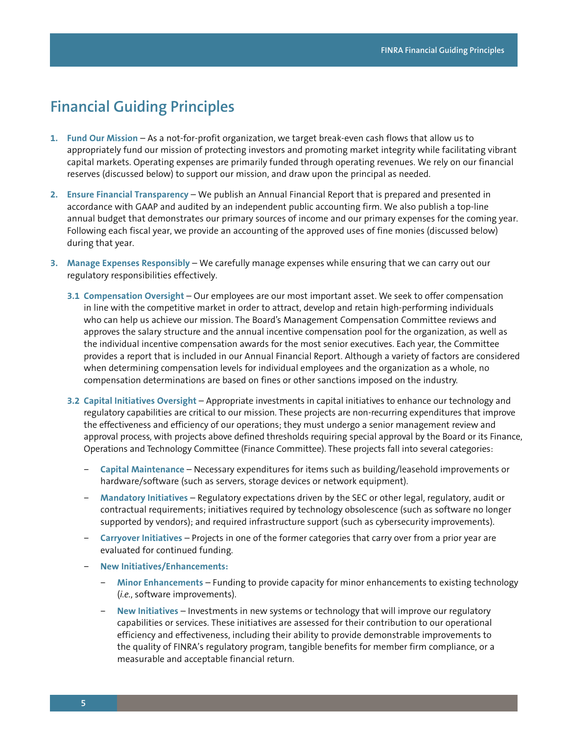# Financial Guiding Principles

1. **Fund Our Mission** – As a not-for-profit organization, we target break-even cash flows that allow us to appropriately fund our mission of protecting investors and promoting market integrity while facilitating vibrant capital markets. Operating expenses are primarily funded through operating revenues. We rely on our financial reserves (discussed below) to support our mission, and draw upon the principal as needed.

2. **Ensure Financial Transparency** – We publish an Annual Financial Report that is prepared and presented in accordance with GAAP and audited by an independent public accounting firm. We also publish a top-line annual budget that demonstrates our primary sources of income and our primary expenses for the coming year. Following each fiscal year, we provide an accounting of the approved uses of fine monies (discussed below) during that year.

3. **Manage Expenses Responsibly** – We carefully manage expenses while ensuring that we can carry out our regulatory responsibilities effectively.

   **3.1 Compensation Oversight** – Our employees are our most important asset. We seek to offer compensation in line with the competitive market in order to attract, develop and retain high-performing individuals who can help us achieve our mission. The Board's Management Compensation Committee reviews and approves the salary structure and the annual incentive compensation pool for the organization, as well as the individual incentive compensation awards for the most senior executives. Each year, the Committee provides a report that is included in our Annual Financial Report. Although a variety of factors are considered when determining compensation levels for individual employees and the organization as a whole, no compensation determinations are based on fines or other sanctions imposed on the industry.

   **3.2 Capital Initiatives Oversight** – Appropriate investments in capital initiatives to enhance our technology and regulatory capabilities are critical to our mission. These projects are non-recurring expenditures that improve the effectiveness and efficiency of our operations; they must undergo a senior management review and approval process, with projects above defined thresholds requiring special approval by the Board or its Finance, Operations and Technology Committee (Finance Committee). These projects fall into several categories:

   - **Capital Maintenance** – Necessary expenditures for items such as building/leasehold improvements or hardware/software (such as servers, storage devices or network equipment).
   - **Mandatory Initiatives** – Regulatory expectations driven by the SEC or other legal, regulatory, audit or contractual requirements; initiatives required by technology obsolescence (such as software no longer supported by vendors); and required infrastructure support (such as cybersecurity improvements).
   - **Carryover Initiatives** – Projects in one of the former categories that carry over from a prior year are evaluated for continued funding.
   - **New Initiatives/Enhancements:**
     - **Minor Enhancements** – Funding to provide capacity for minor enhancements to existing technology (*i.e.*, software improvements).
     - **New Initiatives** – Investments in new systems or technology that will improve our regulatory capabilities or services. These initiatives are assessed for their contribution to our operational efficiency and effectiveness, including their ability to provide demonstrable improvements to the quality of FINRA's regulatory program, tangible benefits for member firm compliance, or a measurable and acceptable financial return.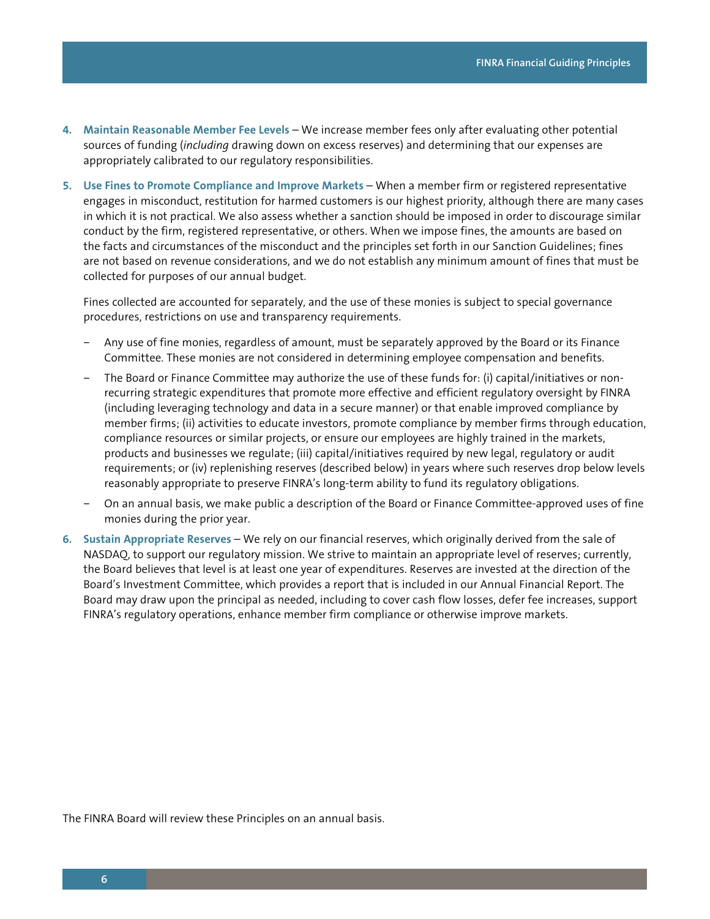4. **Maintain Reasonable Member Fee Levels** – We increase member fees only after evaluating other potential sources of funding (*including* drawing down on excess reserves) and determining that our expenses are appropriately calibrated to our regulatory responsibilities.

5. **Use Fines to Promote Compliance and Improve Markets** – When a member firm or registered representative engages in misconduct, restitution for harmed customers is our highest priority, although there are many cases in which it is not practical. We also assess whether a sanction should be imposed in order to discourage similar conduct by the firm, registered representative, or others. When we impose fines, the amounts are based on the facts and circumstances of the misconduct and the principles set forth in our Sanction Guidelines; fines are not based on revenue considerations, and we do not establish any minimum amount of fines that must be collected for purposes of our annual budget.

   Fines collected are accounted for separately, and the use of these monies is subject to special governance procedures, restrictions on use and transparency requirements.

   - Any use of fine monies, regardless of amount, must be separately approved by the Board or its Finance Committee. These monies are not considered in determining employee compensation and benefits.
   - The Board or Finance Committee may authorize the use of these funds for: (i) capital/initiatives or non-recurring strategic expenditures that promote more effective and efficient regulatory oversight by FINRA (including leveraging technology and data in a secure manner) or that enable improved compliance by member firms; (ii) activities to educate investors, promote compliance by member firms through education, compliance resources or similar projects, or ensure our employees are highly trained in the markets, products and businesses we regulate; (iii) capital/initiatives required by new legal, regulatory or audit requirements; or (iv) replenishing reserves (described below) in years where such reserves drop below levels reasonably appropriate to preserve FINRA's long-term ability to fund its regulatory obligations.
   - On an annual basis, we make public a description of the Board or Finance Committee-approved uses of fine monies during the prior year.

6. **Sustain Appropriate Reserves** – We rely on our financial reserves, which originally derived from the sale of NASDAQ, to support our regulatory mission. We strive to maintain an appropriate level of reserves; currently, the Board believes that level is at least one year of expenditures. Reserves are invested at the direction of the Board's Investment Committee, which provides a report that is included in our Annual Financial Report. The Board may draw upon the principal as needed, including to cover cash flow losses, defer fee increases, support FINRA's regulatory operations, enhance member firm compliance or otherwise improve markets.

The FINRA Board will review these Principles on an annual basis.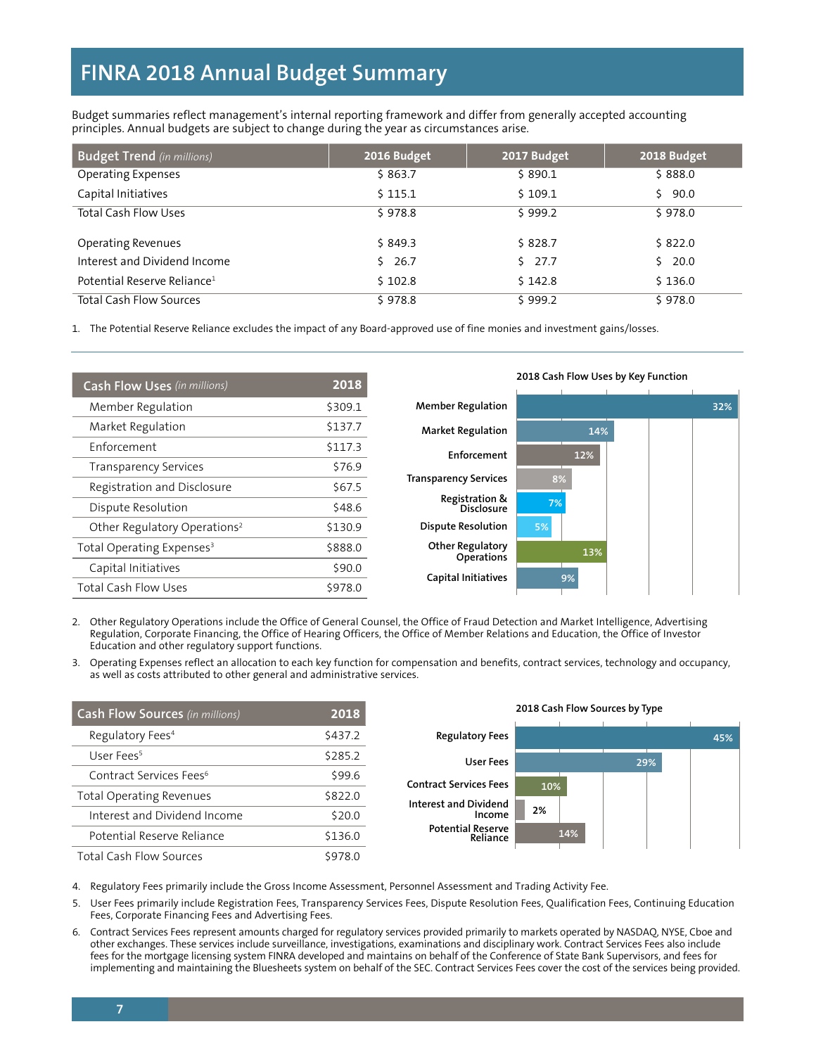# FINRA 2018 Annual Budget Summary

Budget summaries reflect management's internal reporting framework and differ from generally accepted accounting principles. Annual budgets are subject to change during the year as circumstances arise.

| Budget Trend *(in millions)* | 2016 Budget | 2017 Budget | 2018 Budget |
|---|---|---|---|
| Operating Expenses | $ 863.7 | $ 890.1 | $ 888.0 |
| Capital Initiatives | $ 115.1 | $ 109.1 | $ 90.0 |
| Total Cash Flow Uses | $ 978.8 | $ 999.2 | $ 978.0 |
| Operating Revenues | $ 849.3 | $ 828.7 | $ 822.0 |
| Interest and Dividend Income | $ 26.7 | $ 27.7 | $ 20.0 |
| Potential Reserve Reliance[1] | $ 102.8 | $ 142.8 | $ 136.0 |
| Total Cash Flow Sources | $ 978.8 | $ 999.2 | $ 978.0 |

1. The Potential Reserve Reliance excludes the impact of any Board-approved use of fine monies and investment gains/losses.

| Cash Flow Uses *(in millions)* | 2018 |
|---|---|
| Member Regulation | $309.1 |
| Market Regulation | $137.7 |
| Enforcement | $117.3 |
| Transparency Services | $76.9 |
| Registration and Disclosure | $67.5 |
| Dispute Resolution | $48.6 |
| Other Regulatory Operations[2] | $130.9 |
| Total Operating Expenses[3] | $888.0 |
| Capital Initiatives | $90.0 |
| Total Cash Flow Uses | $978.0 |

**2018 Cash Flow Uses by Key Function**

| Function | % |
|---|---|
| Member Regulation | 32% |
| Market Regulation | 14% |
| Enforcement | 12% |
| Transparency Services | 8% |
| Registration & Disclosure | 7% |
| Dispute Resolution | 5% |
| Other Regulatory Operations | 13% |
| Capital Initiatives | 9% |

2. Other Regulatory Operations include the Office of General Counsel, the Office of Fraud Detection and Market Intelligence, Advertising Regulation, Corporate Financing, the Office of Hearing Officers, the Office of Member Relations and Education, the Office of Investor Education and other regulatory support functions.
3. Operating Expenses reflect an allocation to each key function for compensation and benefits, contract services, technology and occupancy, as well as costs attributed to other general and administrative services.

| Cash Flow Sources *(in millions)* | 2018 |
|---|---|
| Regulatory Fees[4] | $437.2 |
| User Fees[5] | $285.2 |
| Contract Services Fees[6] | $99.6 |
| Total Operating Revenues | $822.0 |
| Interest and Dividend Income | $20.0 |
| Potential Reserve Reliance | $136.0 |
| Total Cash Flow Sources | $978.0 |

**2018 Cash Flow Sources by Type**

| Type | % |
|---|---|
| Regulatory Fees | 45% |
| User Fees | 29% |
| Contract Services Fees | 10% |
| Interest and Dividend Income | 2% |
| Potential Reserve Reliance | 14% |

4. Regulatory Fees primarily include the Gross Income Assessment, Personnel Assessment and Trading Activity Fee.
5. User Fees primarily include Registration Fees, Transparency Services Fees, Dispute Resolution Fees, Qualification Fees, Continuing Education Fees, Corporate Financing Fees and Advertising Fees.
6. Contract Services Fees represent amounts charged for regulatory services provided primarily to markets operated by NASDAQ, NYSE, Cboe and other exchanges. These services include surveillance, investigations, examinations and disciplinary work. Contract Services Fees also include fees for the mortgage licensing system FINRA developed and maintains on behalf of the Conference of State Bank Supervisors, and fees for implementing and maintaining the Bluesheets system on behalf of the SEC. Contract Services Fees cover the cost of the services being provided.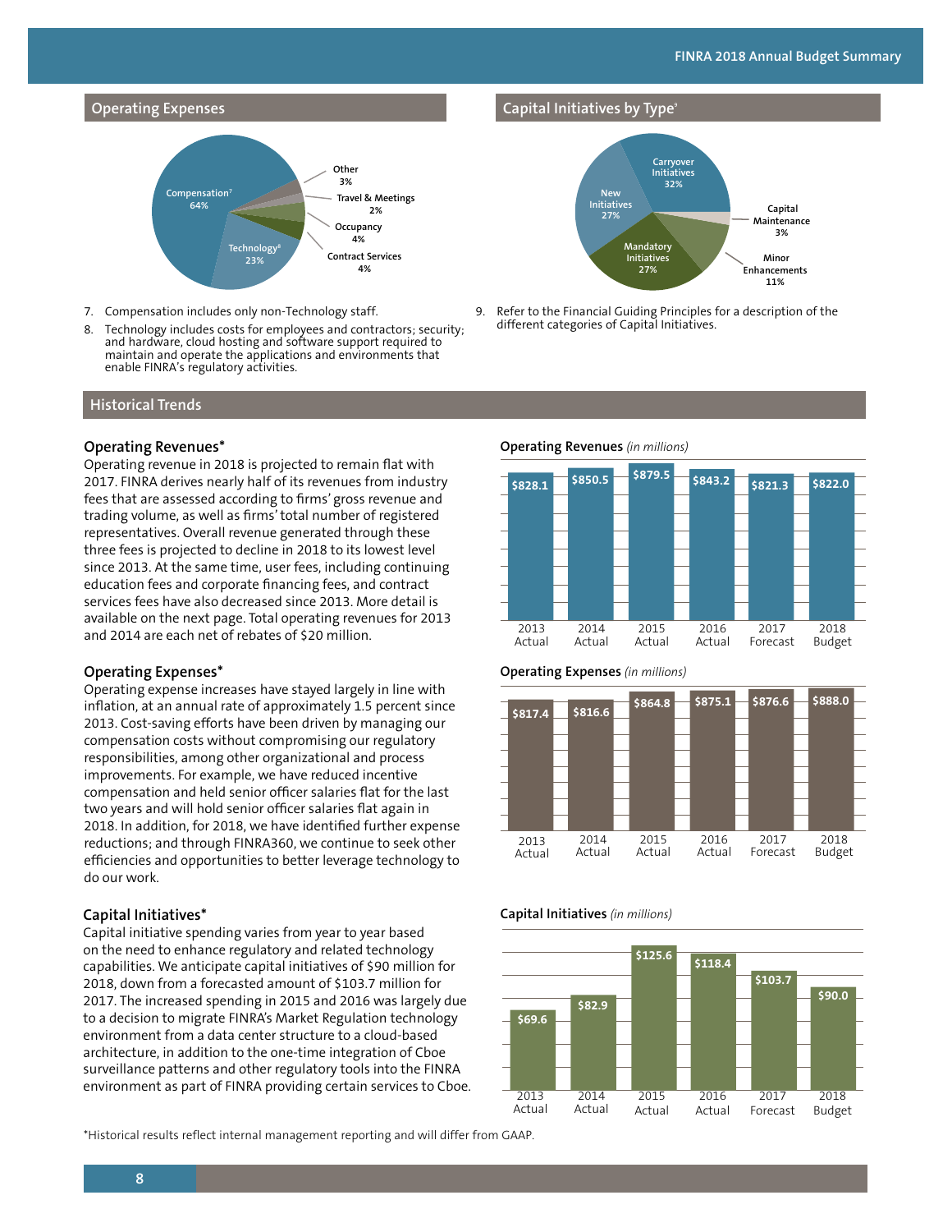## Operating Expenses

| Category | Share |
| --- | --- |
| Compensation[7] | 64% |
| Technology[8] | 23% |
| Contract Services | 4% |
| Occupancy | 4% |
| Travel & Meetings | 2% |
| Other | 3% |

7. Compensation includes only non-Technology staff.
8. Technology includes costs for employees and contractors; security; and hardware, cloud hosting and software support required to maintain and operate the applications and environments that enable FINRA's regulatory activities.

## Capital Initiatives by Type[9]

| Type | Share |
| --- | --- |
| Carryover Initiatives | 32% |
| New Initiatives | 27% |
| Mandatory Initiatives | 27% |
| Minor Enhancements | 11% |
| Capital Maintenance | 3% |

9. Refer to the Financial Guiding Principles for a description of the different categories of Capital Initiatives.

## Historical Trends

### Operating Revenues*

Operating revenue in 2018 is projected to remain flat with 2017. FINRA derives nearly half of its revenues from industry fees that are assessed according to firms' gross revenue and trading volume, as well as firms' total number of registered representatives. Overall revenue generated through these three fees is projected to decline in 2018 to its lowest level since 2013. At the same time, user fees, including continuing education fees and corporate financing fees, and contract services fees have also decreased since 2013. More detail is available on the next page. Total operating revenues for 2013 and 2014 are each net of rebates of $20 million.

**Operating Revenues** *(in millions)*

| 2013 Actual | 2014 Actual | 2015 Actual | 2016 Actual | 2017 Forecast | 2018 Budget |
| --- | --- | --- | --- | --- | --- |
| $828.1 | $850.5 | $879.5 | $843.2 | $821.3 | $822.0 |

### Operating Expenses*

Operating expense increases have stayed largely in line with inflation, at an annual rate of approximately 1.5 percent since 2013. Cost-saving efforts have been driven by managing our compensation costs without compromising our regulatory responsibilities, among other organizational and process improvements. For example, we have reduced incentive compensation and held senior officer salaries flat for the last two years and will hold senior officer salaries flat again in 2018. In addition, for 2018, we have identified further expense reductions; and through FINRA360, we continue to seek other efficiencies and opportunities to better leverage technology to do our work.

**Operating Expenses** *(in millions)*

| 2013 Actual | 2014 Actual | 2015 Actual | 2016 Actual | 2017 Forecast | 2018 Budget |
| --- | --- | --- | --- | --- | --- |
| $817.4 | $816.6 | $864.8 | $875.1 | $876.6 | $888.0 |

### Capital Initiatives*

Capital initiative spending varies from year to year based on the need to enhance regulatory and related technology capabilities. We anticipate capital initiatives of $90 million for 2018, down from a forecasted amount of $103.7 million for 2017. The increased spending in 2015 and 2016 was largely due to a decision to migrate FINRA's Market Regulation technology environment from a data center structure to a cloud-based architecture, in addition to the one-time integration of Cboe surveillance patterns and other regulatory tools into the FINRA environment as part of FINRA providing certain services to Cboe.

**Capital Initiatives** *(in millions)*

| 2013 Actual | 2014 Actual | 2015 Actual | 2016 Actual | 2017 Forecast | 2018 Budget |
| --- | --- | --- | --- | --- | --- |
| $69.6 | $82.9 | $125.6 | $118.4 | $103.7 | $90.0 |

*Historical results reflect internal management reporting and will differ from GAAP.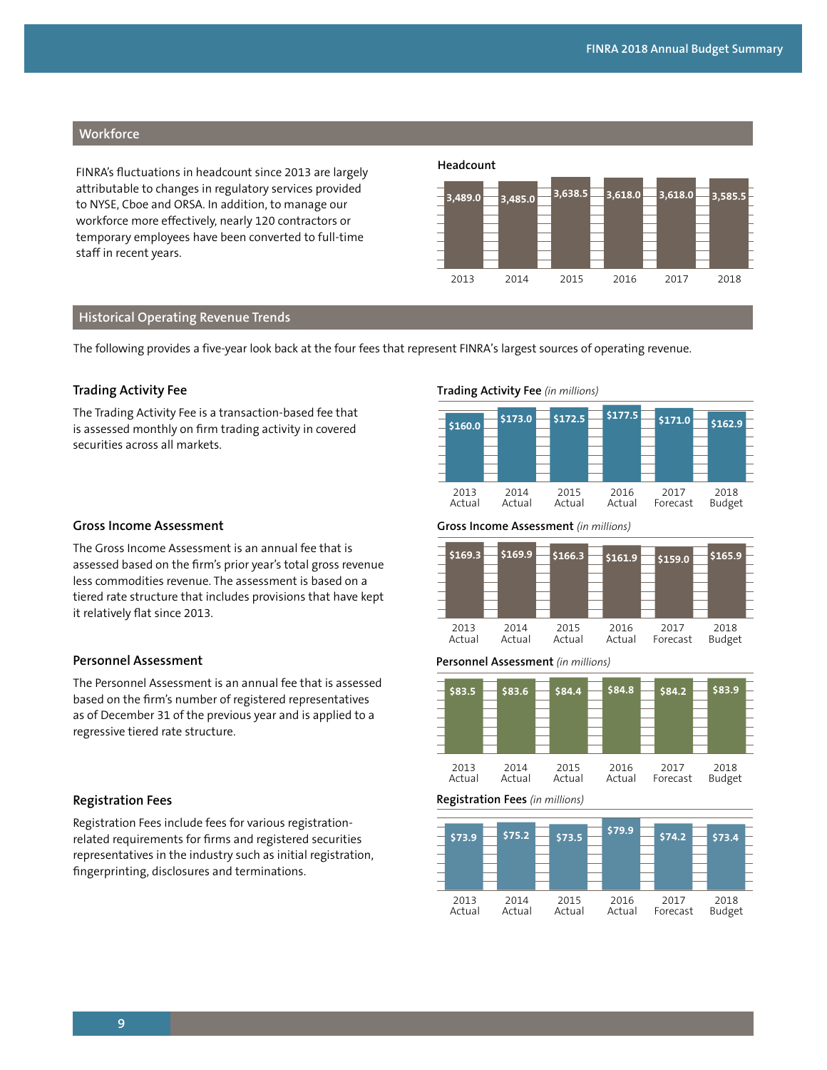## Workforce

FINRA's fluctuations in headcount since 2013 are largely attributable to changes in regulatory services provided to NYSE, Cboe and ORSA. In addition, to manage our workforce more effectively, nearly 120 contractors or temporary employees have been converted to full-time staff in recent years.

**Headcount**

| 2013 | 2014 | 2015 | 2016 | 2017 | 2018 |
|---|---|---|---|---|---|
| 3,489.0 | 3,485.0 | 3,638.5 | 3,618.0 | 3,618.0 | 3,585.5 |

## Historical Operating Revenue Trends

The following provides a five-year look back at the four fees that represent FINRA's largest sources of operating revenue.

### Trading Activity Fee

The Trading Activity Fee is a transaction-based fee that is assessed monthly on firm trading activity in covered securities across all markets.

**Trading Activity Fee** *(in millions)*

| 2013 Actual | 2014 Actual | 2015 Actual | 2016 Actual | 2017 Forecast | 2018 Budget |
|---|---|---|---|---|---|
| $160.0 | $173.0 | $172.5 | $177.5 | $171.0 | $162.9 |

### Gross Income Assessment

The Gross Income Assessment is an annual fee that is assessed based on the firm's prior year's total gross revenue less commodities revenue. The assessment is based on a tiered rate structure that includes provisions that have kept it relatively flat since 2013.

**Gross Income Assessment** *(in millions)*

| 2013 Actual | 2014 Actual | 2015 Actual | 2016 Actual | 2017 Forecast | 2018 Budget |
|---|---|---|---|---|---|
| $169.3 | $169.9 | $166.3 | $161.9 | $159.0 | $165.9 |

### Personnel Assessment

The Personnel Assessment is an annual fee that is assessed based on the firm's number of registered representatives as of December 31 of the previous year and is applied to a regressive tiered rate structure.

**Personnel Assessment** *(in millions)*

| 2013 Actual | 2014 Actual | 2015 Actual | 2016 Actual | 2017 Forecast | 2018 Budget |
|---|---|---|---|---|---|
| $83.5 | $83.6 | $84.4 | $84.8 | $84.2 | $83.9 |

### Registration Fees

Registration Fees include fees for various registration-related requirements for firms and registered securities representatives in the industry such as initial registration, fingerprinting, disclosures and terminations.

**Registration Fees** *(in millions)*

| 2013 Actual | 2014 Actual | 2015 Actual | 2016 Actual | 2017 Forecast | 2018 Budget |
|---|---|---|---|---|---|
| $73.9 | $75.2 | $73.5 | $79.9 | $74.2 | $73.4 |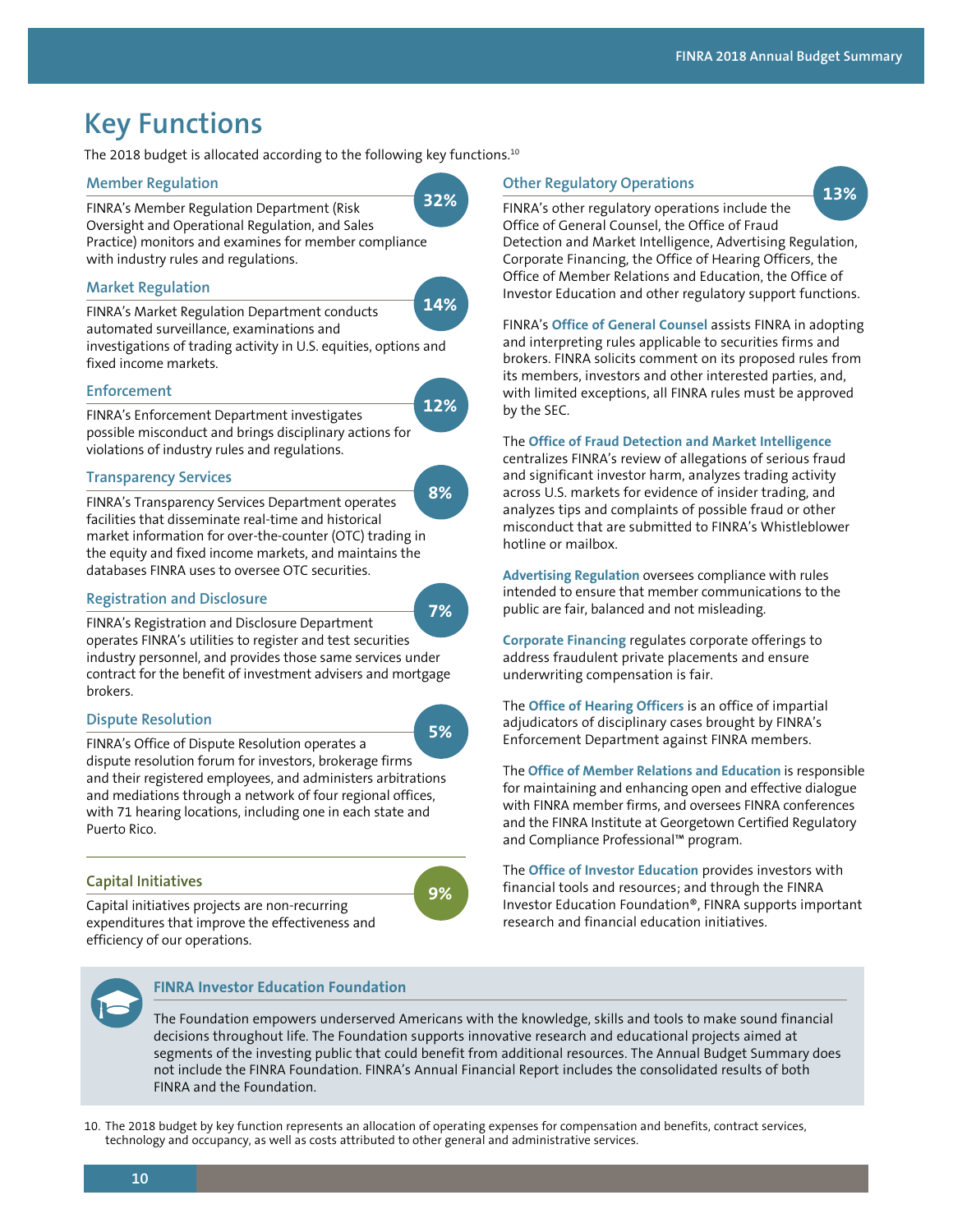# Key Functions

The 2018 budget is allocated according to the following key functions.[10]

### Member Regulation

**32%**

FINRA's Member Regulation Department (Risk Oversight and Operational Regulation, and Sales Practice) monitors and examines for member compliance with industry rules and regulations.

### Market Regulation

**14%**

FINRA's Market Regulation Department conducts automated surveillance, examinations and investigations of trading activity in U.S. equities, options and fixed income markets.

### Enforcement

**12%**

FINRA's Enforcement Department investigates possible misconduct and brings disciplinary actions for violations of industry rules and regulations.

### Transparency Services

**8%**

FINRA's Transparency Services Department operates facilities that disseminate real-time and historical market information for over-the-counter (OTC) trading in the equity and fixed income markets, and maintains the databases FINRA uses to oversee OTC securities.

### Registration and Disclosure

**7%**

FINRA's Registration and Disclosure Department operates FINRA's utilities to register and test securities industry personnel, and provides those same services under contract for the benefit of investment advisers and mortgage brokers.

### Dispute Resolution

**5%**

FINRA's Office of Dispute Resolution operates a dispute resolution forum for investors, brokerage firms and their registered employees, and administers arbitrations and mediations through a network of four regional offices, with 71 hearing locations, including one in each state and Puerto Rico.

### Capital Initiatives

**9%**

Capital initiatives projects are non-recurring expenditures that improve the effectiveness and efficiency of our operations.

### Other Regulatory Operations

**13%**

FINRA's other regulatory operations include the Office of General Counsel, the Office of Fraud Detection and Market Intelligence, Advertising Regulation, Corporate Financing, the Office of Hearing Officers, the Office of Member Relations and Education, the Office of Investor Education and other regulatory support functions.

FINRA's **Office of General Counsel** assists FINRA in adopting and interpreting rules applicable to securities firms and brokers. FINRA solicits comment on its proposed rules from its members, investors and other interested parties, and, with limited exceptions, all FINRA rules must be approved by the SEC.

The **Office of Fraud Detection and Market Intelligence** centralizes FINRA's review of allegations of serious fraud and significant investor harm, analyzes trading activity across U.S. markets for evidence of insider trading, and analyzes tips and complaints of possible fraud or other misconduct that are submitted to FINRA's Whistleblower hotline or mailbox.

**Advertising Regulation** oversees compliance with rules intended to ensure that member communications to the public are fair, balanced and not misleading.

**Corporate Financing** regulates corporate offerings to address fraudulent private placements and ensure underwriting compensation is fair.

The **Office of Hearing Officers** is an office of impartial adjudicators of disciplinary cases brought by FINRA's Enforcement Department against FINRA members.

The **Office of Member Relations and Education** is responsible for maintaining and enhancing open and effective dialogue with FINRA member firms, and oversees FINRA conferences and the FINRA Institute at Georgetown Certified Regulatory and Compliance Professional™ program.

The **Office of Investor Education** provides investors with financial tools and resources; and through the FINRA Investor Education Foundation®, FINRA supports important research and financial education initiatives.

### FINRA Investor Education Foundation

The Foundation empowers underserved Americans with the knowledge, skills and tools to make sound financial decisions throughout life. The Foundation supports innovative research and educational projects aimed at segments of the investing public that could benefit from additional resources. The Annual Budget Summary does not include the FINRA Foundation. FINRA's Annual Financial Report includes the consolidated results of both FINRA and the Foundation.

10. The 2018 budget by key function represents an allocation of operating expenses for compensation and benefits, contract services, technology and occupancy, as well as costs attributed to other general and administrative services.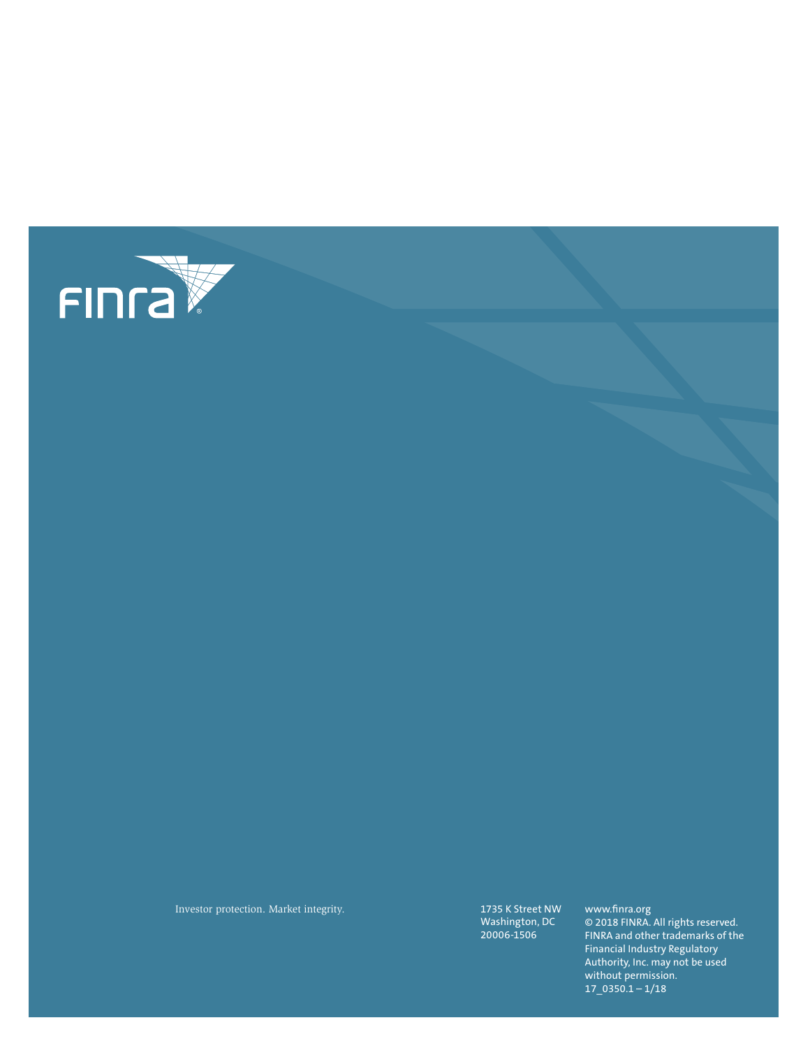FINRA

Investor protection. Market integrity.

1735 K Street NW
Washington, DC
20006-1506

www.finra.org
© 2018 FINRA. All rights reserved.
FINRA and other trademarks of the Financial Industry Regulatory Authority, Inc. may not be used without permission.
17_0350.1 – 1/18